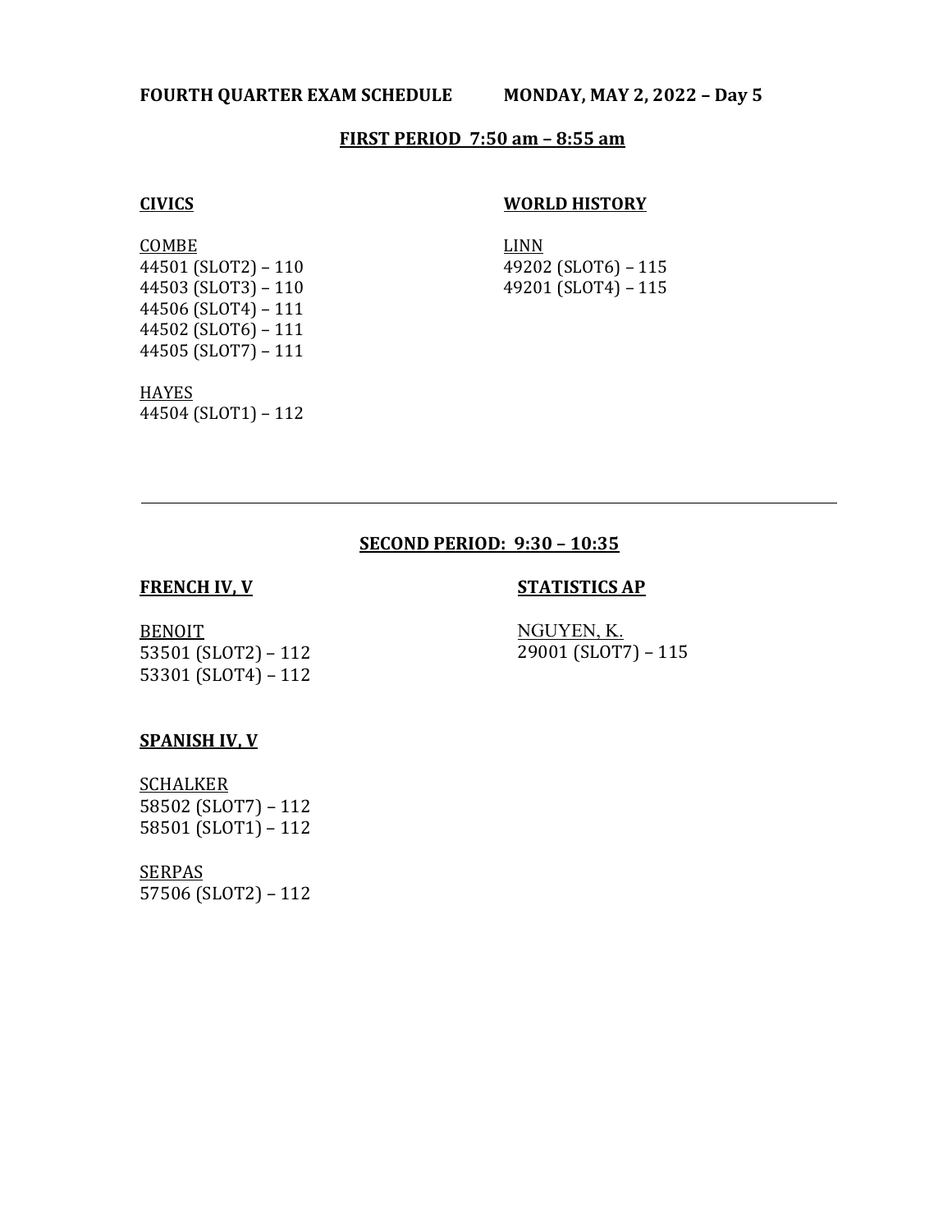**FOURTH QUARTER EXAM SCHEDULE MONDAY, MAY 2, 2022 – Day 5**

## FIRST PERIOD 7:50 am – 8:55 am

### CIVICS

COMBE
44501 (SLOT2) – 110
44503 (SLOT3) – 110
44506 (SLOT4) – 111
44502 (SLOT6) – 111
44505 (SLOT7) – 111

HAYES
44504 (SLOT1) – 112

### WORLD HISTORY

LINN
49202 (SLOT6) – 115
49201 (SLOT4) – 115

---

## SECOND PERIOD: 9:30 – 10:35

### FRENCH IV, V

BENOIT
53501 (SLOT2) – 112
53301 (SLOT4) – 112

### SPANISH IV, V

SCHALKER
58502 (SLOT7) – 112
58501 (SLOT1) – 112

SERPAS
57506 (SLOT2) – 112

### STATISTICS AP

NGUYEN, K.
29001 (SLOT7) – 115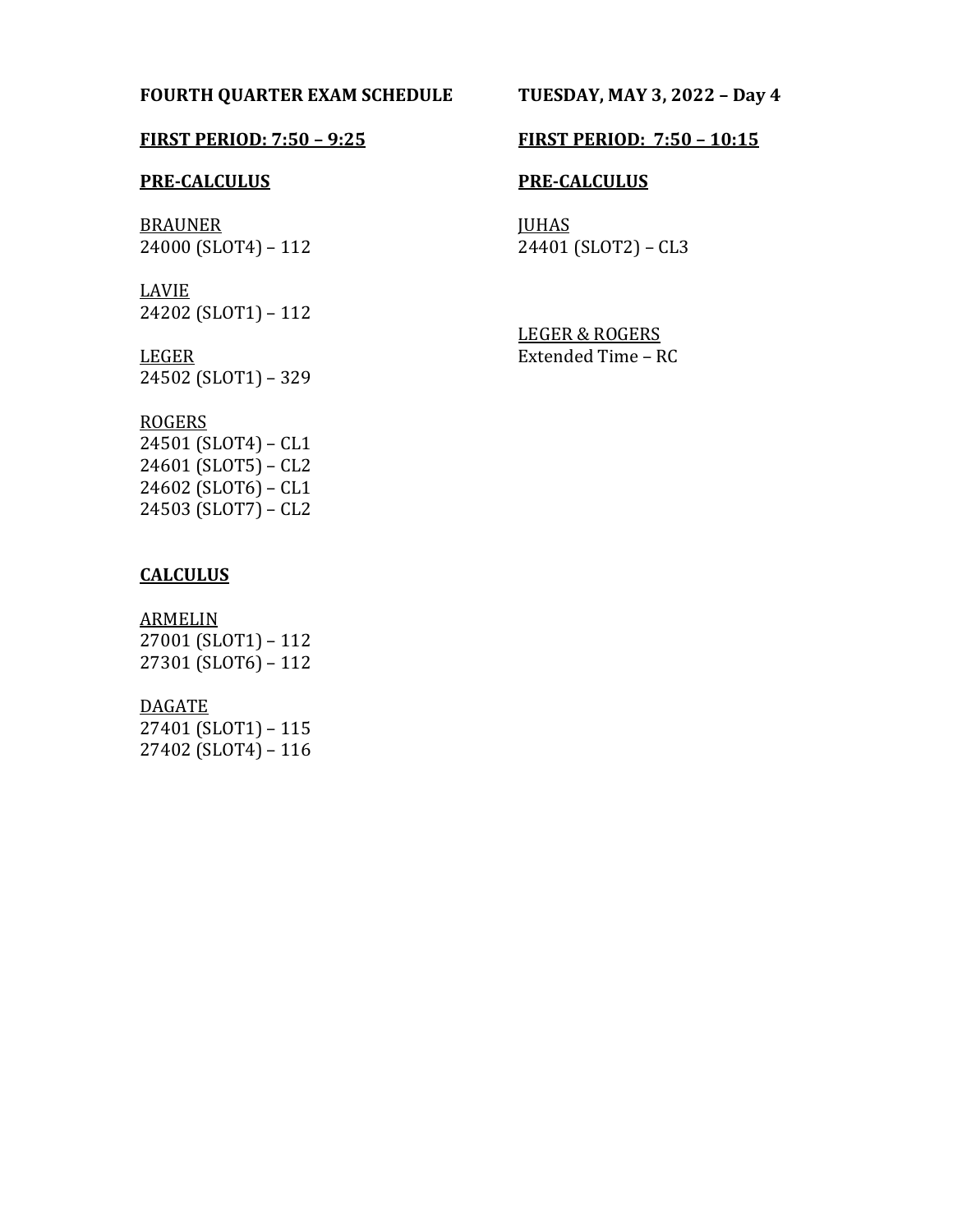**FOURTH QUARTER EXAM SCHEDULE**

**TUESDAY, MAY 3, 2022 – Day 4**

**FIRST PERIOD: 7:50 – 9:25**

**PRE-CALCULUS**

BRAUNER
24000 (SLOT4) – 112

LAVIE
24202 (SLOT1) – 112

LEGER
24502 (SLOT1) – 329

ROGERS
24501 (SLOT4) – CL1
24601 (SLOT5) – CL2
24602 (SLOT6) – CL1
24503 (SLOT7) – CL2

**CALCULUS**

ARMELIN
27001 (SLOT1) – 112
27301 (SLOT6) – 112

DAGATE
27401 (SLOT1) – 115
27402 (SLOT4) – 116

**FIRST PERIOD: 7:50 – 10:15**

**PRE-CALCULUS**

JUHAS
24401 (SLOT2) – CL3

LEGER & ROGERS
Extended Time – RC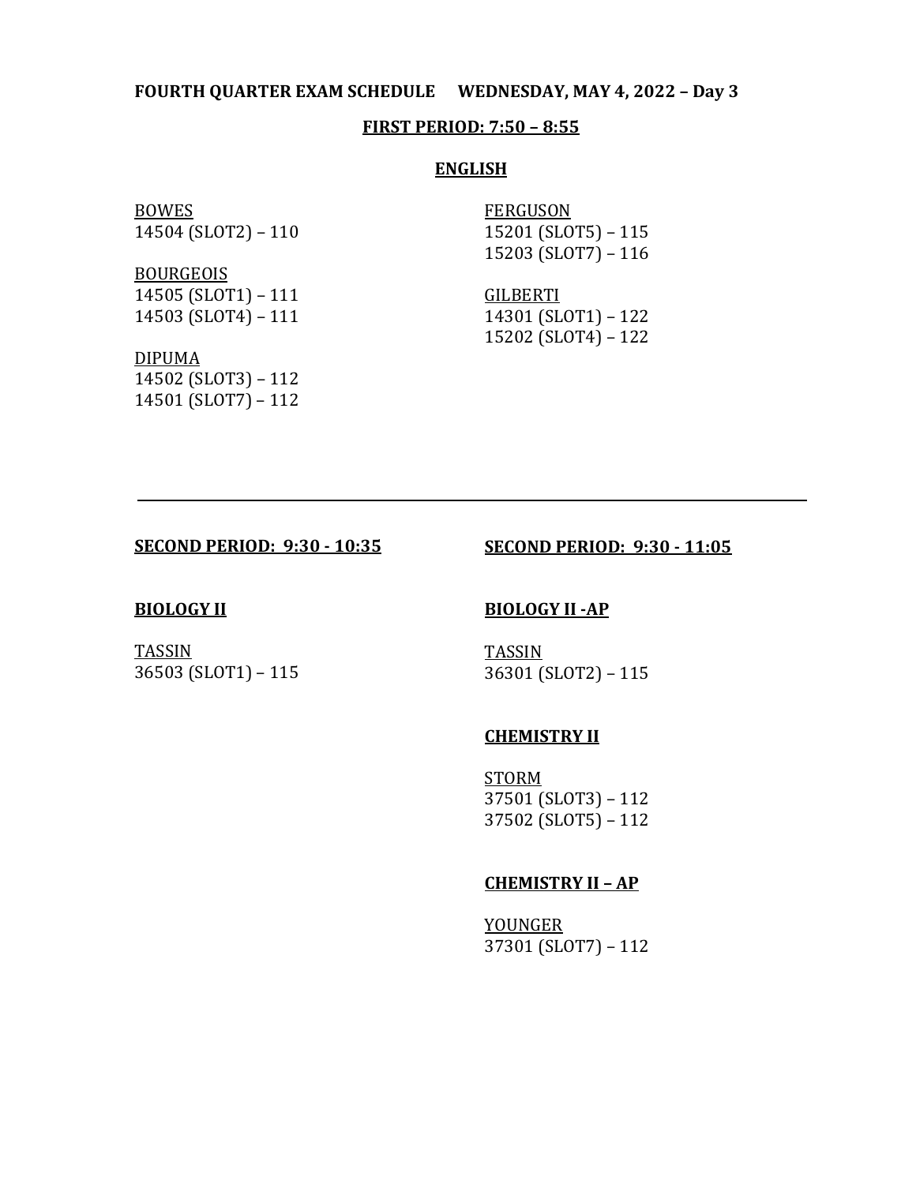**FOURTH QUARTER EXAM SCHEDULE WEDNESDAY, MAY 4, 2022 – Day 3**

**FIRST PERIOD: 7:50 – 8:55**

**ENGLISH**

BOWES
14504 (SLOT2) – 110

BOURGEOIS
14505 (SLOT1) – 111
14503 (SLOT4) – 111

DIPUMA
14502 (SLOT3) – 112
14501 (SLOT7) – 112

FERGUSON
15201 (SLOT5) – 115
15203 (SLOT7) – 116

GILBERTI
14301 (SLOT1) – 122
15202 (SLOT4) – 122

---

**SECOND PERIOD: 9:30 - 10:35**

**BIOLOGY II**

TASSIN
36503 (SLOT1) – 115

**SECOND PERIOD: 9:30 - 11:05**

**BIOLOGY II -AP**

TASSIN
36301 (SLOT2) – 115

**CHEMISTRY II**

STORM
37501 (SLOT3) – 112
37502 (SLOT5) – 112

**CHEMISTRY II – AP**

YOUNGER
37301 (SLOT7) – 112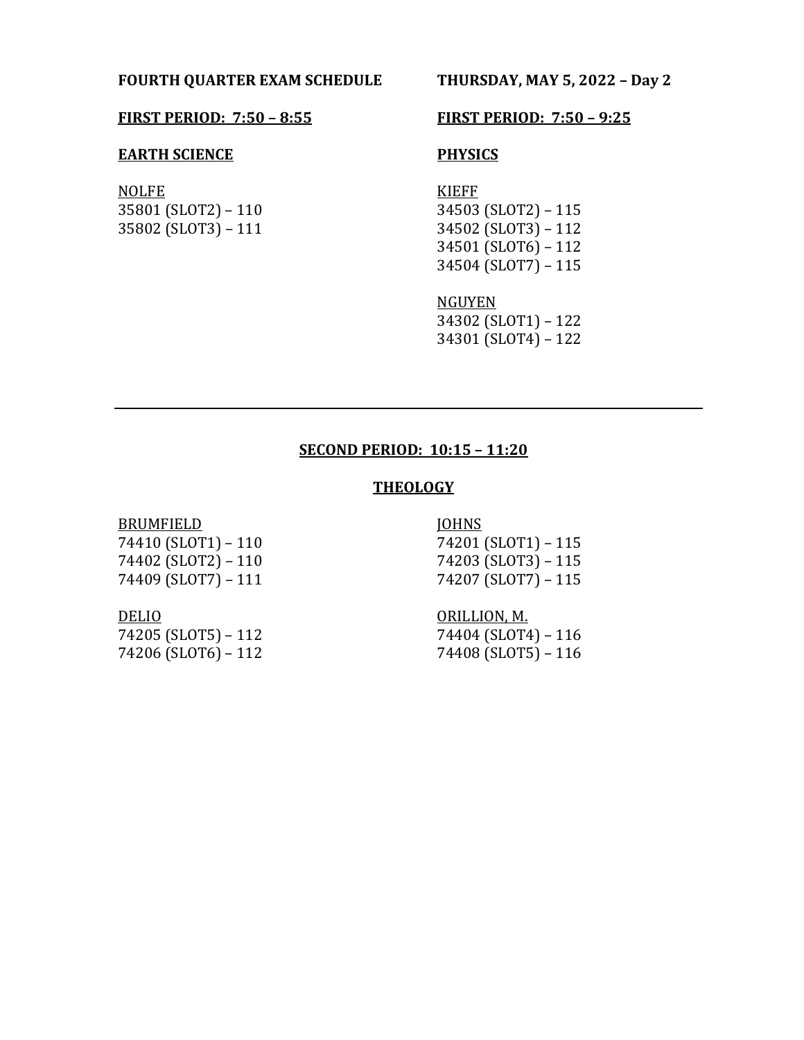**FOURTH QUARTER EXAM SCHEDULE**

**THURSDAY, MAY 5, 2022 – Day 2**

**FIRST PERIOD: 7:50 – 8:55**

**EARTH SCIENCE**

NOLFE
35801 (SLOT2) – 110
35802 (SLOT3) – 111

**FIRST PERIOD: 7:50 – 9:25**

**PHYSICS**

KIEFF
34503 (SLOT2) – 115
34502 (SLOT3) – 112
34501 (SLOT6) – 112
34504 (SLOT7) – 115

NGUYEN
34302 (SLOT1) – 122
34301 (SLOT4) – 122

---

**SECOND PERIOD: 10:15 – 11:20**

**THEOLOGY**

BRUMFIELD
74410 (SLOT1) – 110
74402 (SLOT2) – 110
74409 (SLOT7) – 111

DELIO
74205 (SLOT5) – 112
74206 (SLOT6) – 112

JOHNS
74201 (SLOT1) – 115
74203 (SLOT3) – 115
74207 (SLOT7) – 115

ORILLION, M.
74404 (SLOT4) – 116
74408 (SLOT5) – 116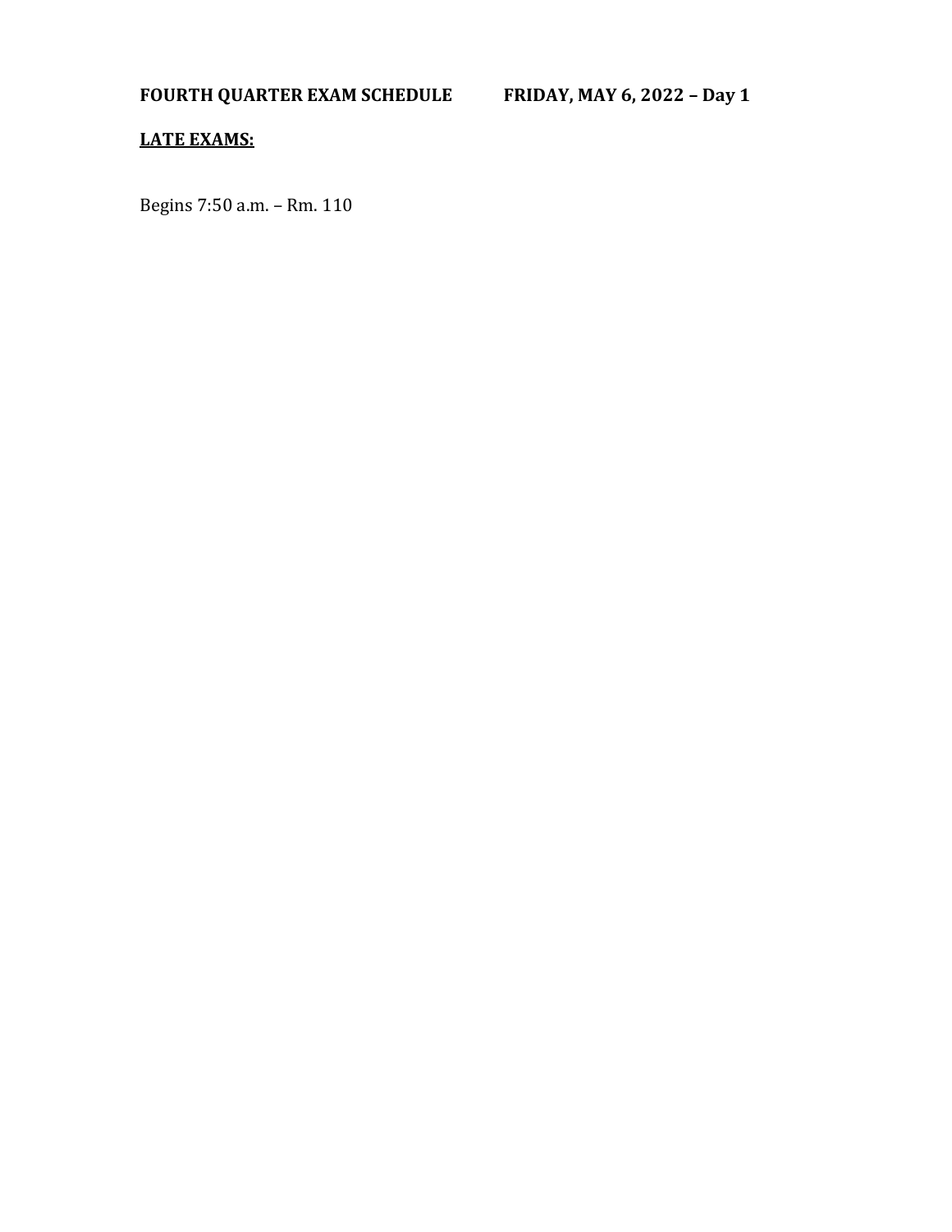**FOURTH QUARTER EXAM SCHEDULE FRIDAY, MAY 6, 2022 – Day 1**

**LATE EXAMS:**

Begins 7:50 a.m. – Rm. 110